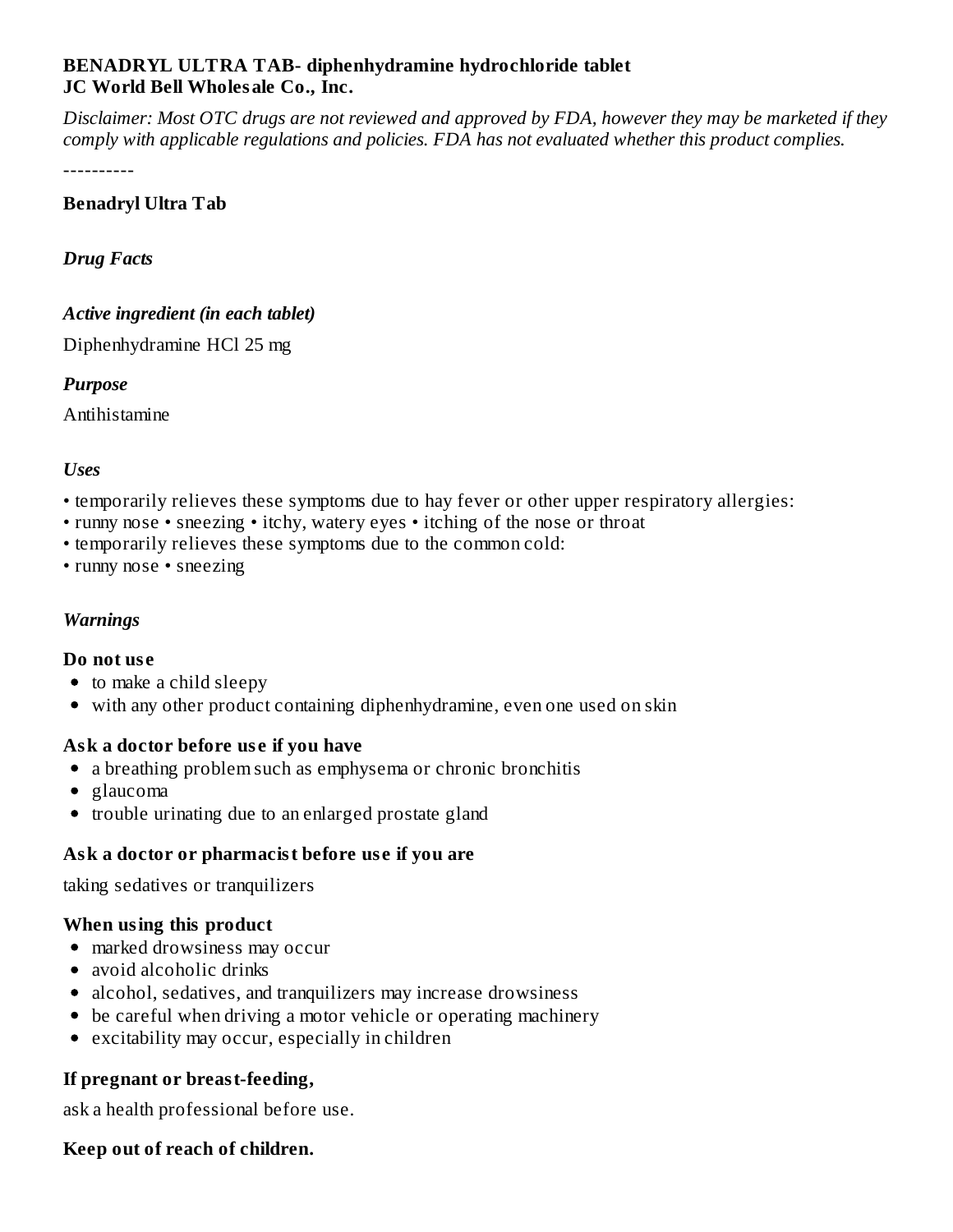**BENADRYL ULTRA TAB- diphenhydramine hydrochloride tablet**
**JC World Bell Wholesale Co., Inc.**

*Disclaimer: Most OTC drugs are not reviewed and approved by FDA, however they may be marketed if they comply with applicable regulations and policies. FDA has not evaluated whether this product complies.*

----------

**Benadryl Ultra Tab**

***Drug Facts***

***Active ingredient (in each tablet)***

Diphenhydramine HCl 25 mg

***Purpose***

Antihistamine

***Uses***

• temporarily relieves these symptoms due to hay fever or other upper respiratory allergies:
• runny nose • sneezing • itchy, watery eyes • itching of the nose or throat
• temporarily relieves these symptoms due to the common cold:
• runny nose • sneezing

***Warnings***

**Do not use**

- to make a child sleepy
- with any other product containing diphenhydramine, even one used on skin

**Ask a doctor before use if you have**

- a breathing problem such as emphysema or chronic bronchitis
- glaucoma
- trouble urinating due to an enlarged prostate gland

**Ask a doctor or pharmacist before use if you are**

taking sedatives or tranquilizers

**When using this product**

- marked drowsiness may occur
- avoid alcoholic drinks
- alcohol, sedatives, and tranquilizers may increase drowsiness
- be careful when driving a motor vehicle or operating machinery
- excitability may occur, especially in children

**If pregnant or breast-feeding,**

ask a health professional before use.

**Keep out of reach of children.**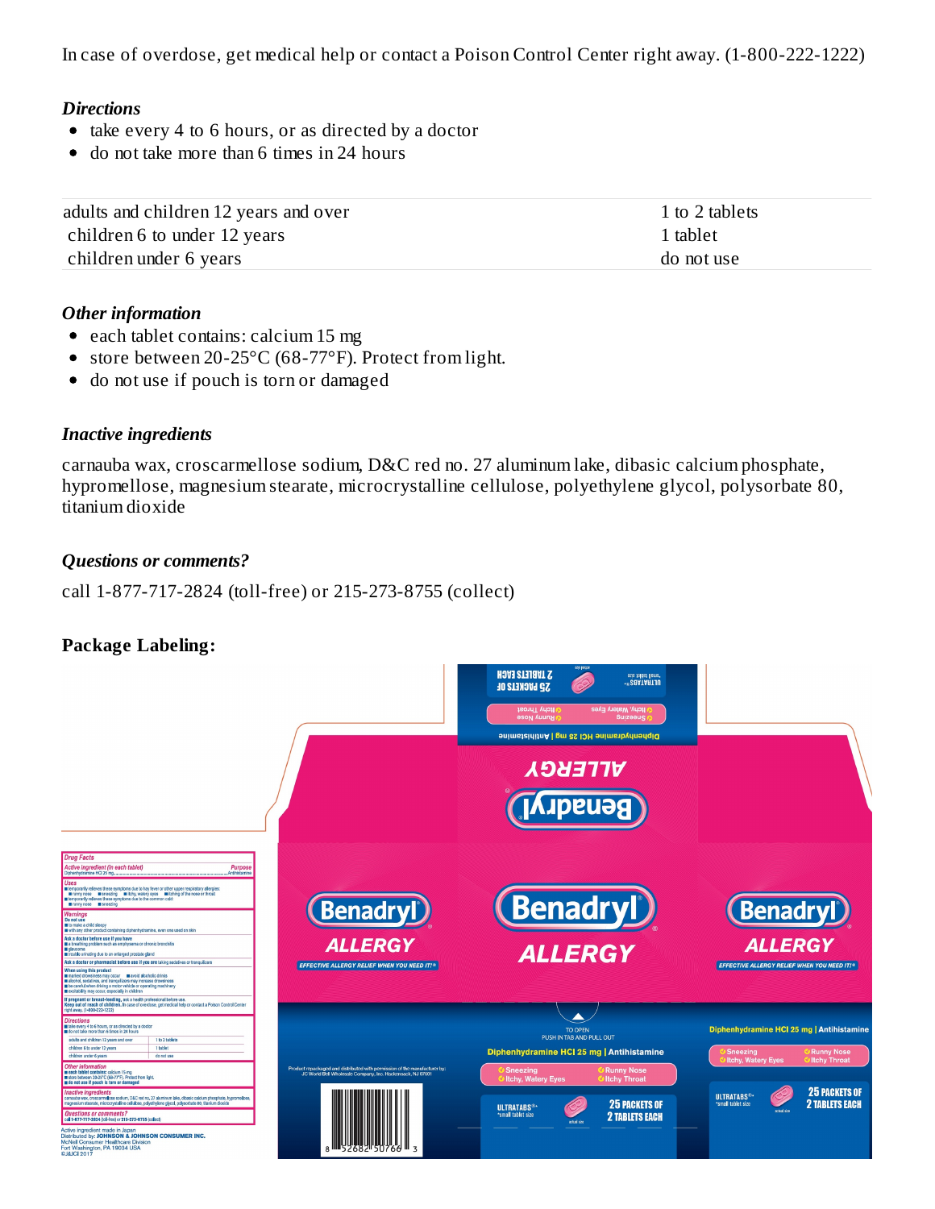In case of overdose, get medical help or contact a Poison Control Center right away. (1-800-222-1222)

*Directions*

- take every 4 to 6 hours, or as directed by a doctor
- do not take more than 6 times in 24 hours

| | |
|---|---|
| adults and children 12 years and over | 1 to 2 tablets |
| children 6 to under 12 years | 1 tablet |
| children under 6 years | do not use |

*Other information*

- each tablet contains: calcium 15 mg
- store between 20-25°C (68-77°F). Protect from light.
- do not use if pouch is torn or damaged

*Inactive ingredients*

carnauba wax, croscarmellose sodium, D&C red no. 27 aluminum lake, dibasic calcium phosphate, hypromellose, magnesium stearate, microcrystalline cellulose, polyethylene glycol, polysorbate 80, titanium dioxide

*Questions or comments?*

call 1-877-717-2824 (toll-free) or 215-273-8755 (collect)

**Package Labeling:**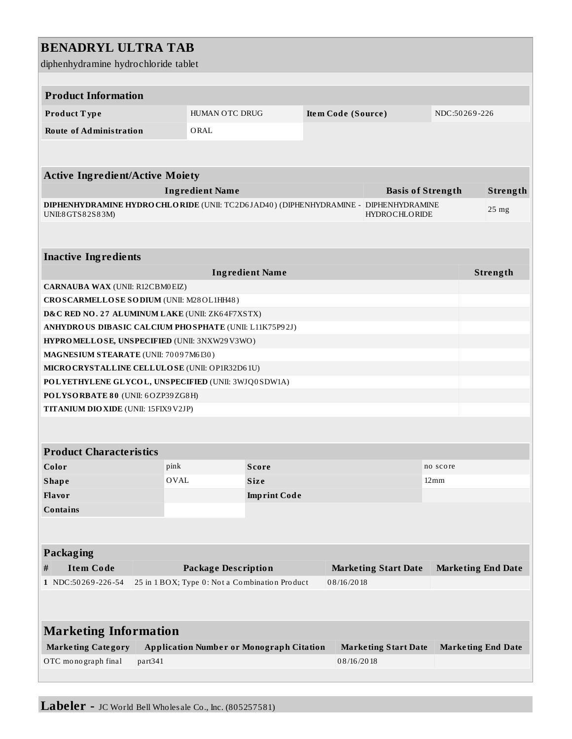# BENADRYL ULTRA TAB

diphenhydramine hydrochloride tablet

## Product Information

| | | | |
|---|---|---|---|
| **Product Type** | HUMAN OTC DRUG | **Item Code (Source)** | NDC:50269-226 |
| **Route of Administration** | ORAL | | |

## Active Ingredient/Active Moiety

| Ingredient Name | Basis of Strength | Strength |
|---|---|---|
| **DIPHENHYDRAMINE HYDROCHLORIDE** (UNII: TC2D6JAD40) (DIPHENHYDRAMINE - UNII:8GTS82S83M) | DIPHENHYDRAMINE HYDROCHLORIDE | 25 mg |

## Inactive Ingredients

| Ingredient Name | Strength |
|---|---|
| **CARNAUBA WAX** (UNII: R12CBM0EIZ) | |
| **CROSCARMELLOSE SODIUM** (UNII: M28OL1HH48) | |
| **D&C RED NO. 27 ALUMINUM LAKE** (UNII: ZK64F7XSTX) | |
| **ANHYDROUS DIBASIC CALCIUM PHOSPHATE** (UNII: L11K75P92J) | |
| **HYPROMELLOSE, UNSPECIFIED** (UNII: 3NXW29V3WO) | |
| **MAGNESIUM STEARATE** (UNII: 70097M6I30) | |
| **MICROCRYSTALLINE CELLULOSE** (UNII: OP1R32D61U) | |
| **POLYETHYLENE GLYCOL, UNSPECIFIED** (UNII: 3WJQ0SDW1A) | |
| **POLYSORBATE 80** (UNII: 6OZP39ZG8H) | |
| **TITANIUM DIOXIDE** (UNII: 15FIX9V2JP) | |

## Product Characteristics

| | | | |
|---|---|---|---|
| **Color** | pink | **Score** | no score |
| **Shape** | OVAL | **Size** | 12mm |
| **Flavor** | | **Imprint Code** | |
| **Contains** | | | |

## Packaging

| # | Item Code | Package Description | Marketing Start Date | Marketing End Date |
|---|---|---|---|---|
| 1 | NDC:50269-226-54 | 25 in 1 BOX; Type 0: Not a Combination Product | 08/16/2018 | |

## Marketing Information

| Marketing Category | Application Number or Monograph Citation | Marketing Start Date | Marketing End Date |
|---|---|---|---|
| OTC monograph final | part341 | 08/16/2018 | |

**Labeler -** JC World Bell Wholesale Co., Inc. (805257581)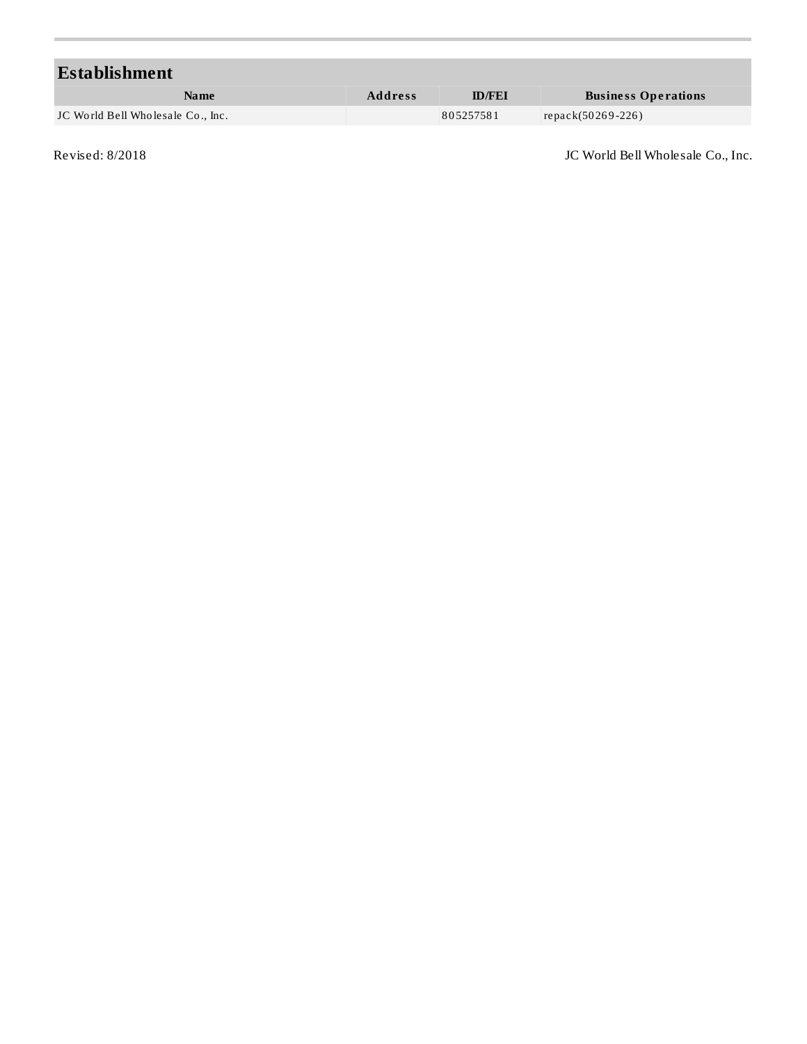## Establishment

| Name | Address | ID/FEI | Business Operations |
| --- | --- | --- | --- |
| JC World Bell Wholesale Co., Inc. | | 805257581 | repack(50269-226) |

Revised: 8/2018

JC World Bell Wholesale Co., Inc.